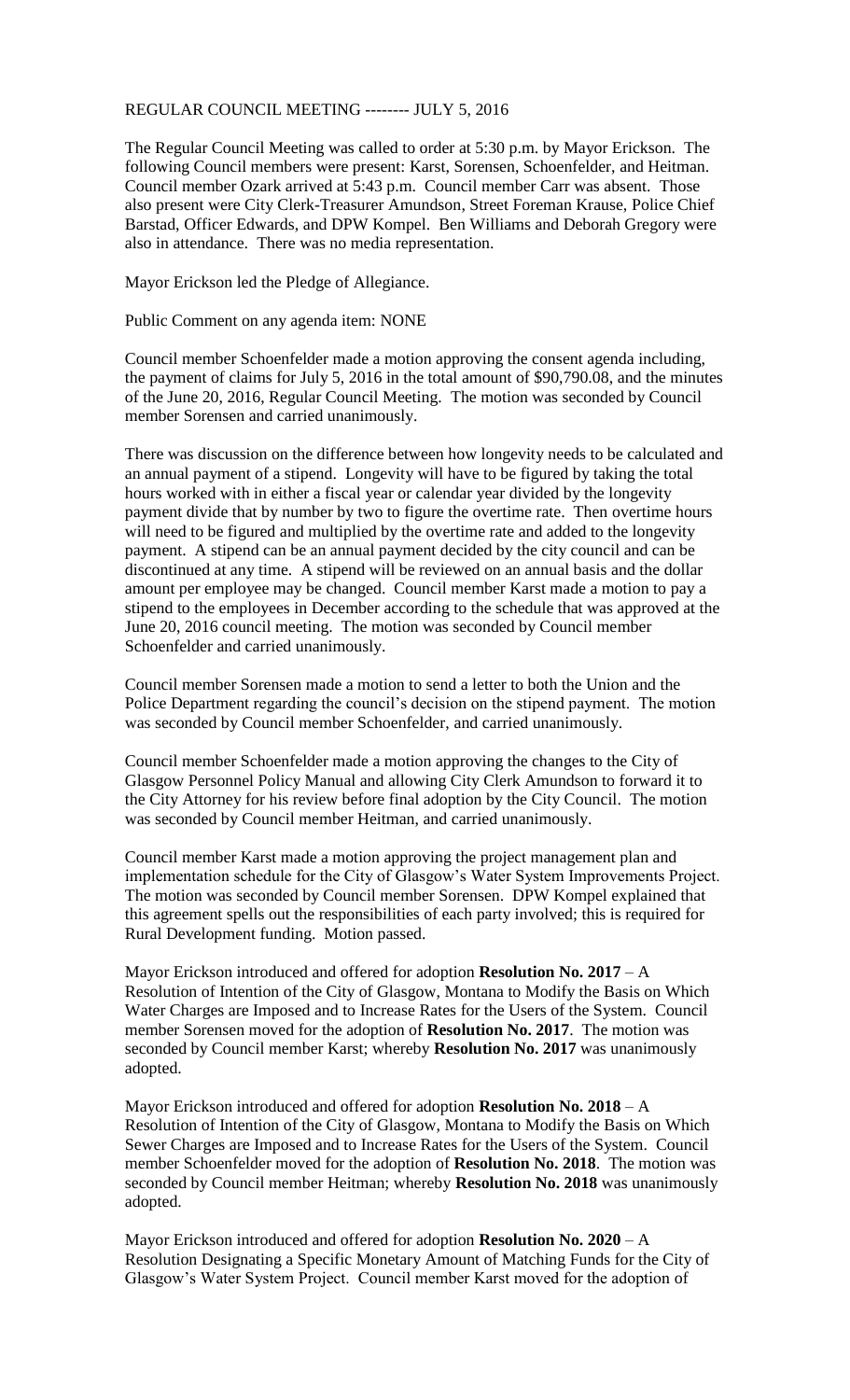REGULAR COUNCIL MEETING -------- JULY 5, 2016

The Regular Council Meeting was called to order at 5:30 p.m. by Mayor Erickson. The following Council members were present: Karst, Sorensen, Schoenfelder, and Heitman. Council member Ozark arrived at 5:43 p.m. Council member Carr was absent. Those also present were City Clerk-Treasurer Amundson, Street Foreman Krause, Police Chief Barstad, Officer Edwards, and DPW Kompel. Ben Williams and Deborah Gregory were also in attendance. There was no media representation.

Mayor Erickson led the Pledge of Allegiance.

Public Comment on any agenda item: NONE

Council member Schoenfelder made a motion approving the consent agenda including, the payment of claims for July 5, 2016 in the total amount of \$90,790.08, and the minutes of the June 20, 2016, Regular Council Meeting. The motion was seconded by Council member Sorensen and carried unanimously.

There was discussion on the difference between how longevity needs to be calculated and an annual payment of a stipend. Longevity will have to be figured by taking the total hours worked with in either a fiscal year or calendar year divided by the longevity payment divide that by number by two to figure the overtime rate. Then overtime hours will need to be figured and multiplied by the overtime rate and added to the longevity payment. A stipend can be an annual payment decided by the city council and can be discontinued at any time. A stipend will be reviewed on an annual basis and the dollar amount per employee may be changed. Council member Karst made a motion to pay a stipend to the employees in December according to the schedule that was approved at the June 20, 2016 council meeting. The motion was seconded by Council member Schoenfelder and carried unanimously.

Council member Sorensen made a motion to send a letter to both the Union and the Police Department regarding the council's decision on the stipend payment. The motion was seconded by Council member Schoenfelder, and carried unanimously.

Council member Schoenfelder made a motion approving the changes to the City of Glasgow Personnel Policy Manual and allowing City Clerk Amundson to forward it to the City Attorney for his review before final adoption by the City Council. The motion was seconded by Council member Heitman, and carried unanimously.

Council member Karst made a motion approving the project management plan and implementation schedule for the City of Glasgow's Water System Improvements Project. The motion was seconded by Council member Sorensen. DPW Kompel explained that this agreement spells out the responsibilities of each party involved; this is required for Rural Development funding. Motion passed.

Mayor Erickson introduced and offered for adoption **Resolution No. 2017** – A Resolution of Intention of the City of Glasgow, Montana to Modify the Basis on Which Water Charges are Imposed and to Increase Rates for the Users of the System. Council member Sorensen moved for the adoption of **Resolution No. 2017**. The motion was seconded by Council member Karst; whereby **Resolution No. 2017** was unanimously adopted.

Mayor Erickson introduced and offered for adoption **Resolution No. 2018** – A Resolution of Intention of the City of Glasgow, Montana to Modify the Basis on Which Sewer Charges are Imposed and to Increase Rates for the Users of the System. Council member Schoenfelder moved for the adoption of **Resolution No. 2018**. The motion was seconded by Council member Heitman; whereby **Resolution No. 2018** was unanimously adopted.

Mayor Erickson introduced and offered for adoption **Resolution No. 2020** – A Resolution Designating a Specific Monetary Amount of Matching Funds for the City of Glasgow's Water System Project. Council member Karst moved for the adoption of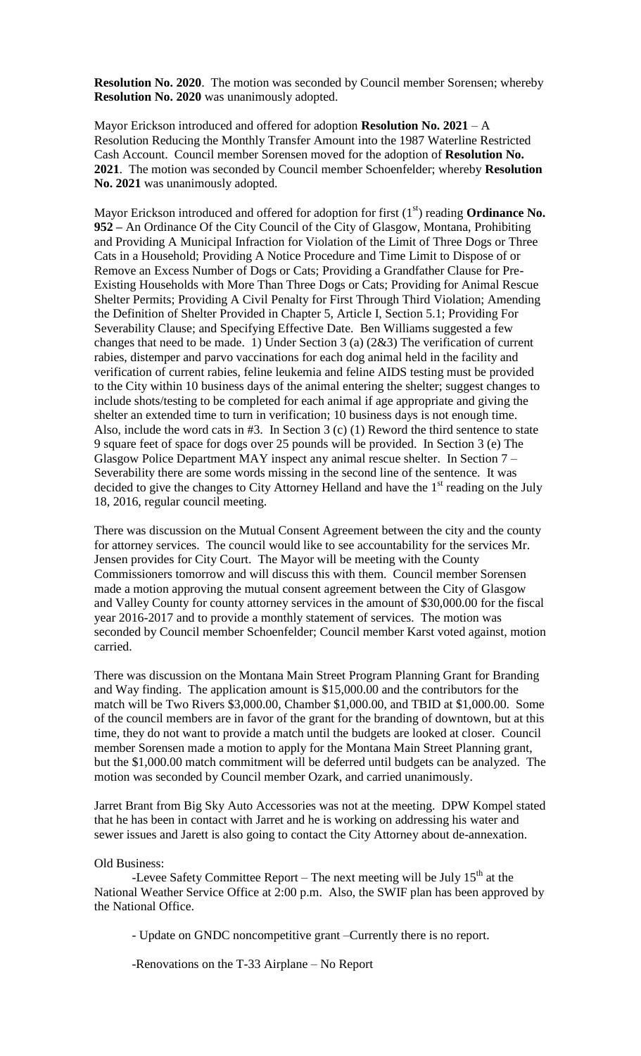**Resolution No. 2020**. The motion was seconded by Council member Sorensen; whereby **Resolution No. 2020** was unanimously adopted.

Mayor Erickson introduced and offered for adoption **Resolution No. 2021** – A Resolution Reducing the Monthly Transfer Amount into the 1987 Waterline Restricted Cash Account. Council member Sorensen moved for the adoption of **Resolution No. 2021**. The motion was seconded by Council member Schoenfelder; whereby **Resolution No. 2021** was unanimously adopted.

Mayor Erickson introduced and offered for adoption for first (1st) reading **Ordinance No. 952 –** An Ordinance Of the City Council of the City of Glasgow, Montana, Prohibiting and Providing A Municipal Infraction for Violation of the Limit of Three Dogs or Three Cats in a Household; Providing A Notice Procedure and Time Limit to Dispose of or Remove an Excess Number of Dogs or Cats; Providing a Grandfather Clause for Pre-Existing Households with More Than Three Dogs or Cats; Providing for Animal Rescue Shelter Permits; Providing A Civil Penalty for First Through Third Violation; Amending the Definition of Shelter Provided in Chapter 5, Article I, Section 5.1; Providing For Severability Clause; and Specifying Effective Date. Ben Williams suggested a few changes that need to be made. 1) Under Section 3 (a) (2&3) The verification of current rabies, distemper and parvo vaccinations for each dog animal held in the facility and verification of current rabies, feline leukemia and feline AIDS testing must be provided to the City within 10 business days of the animal entering the shelter; suggest changes to include shots/testing to be completed for each animal if age appropriate and giving the shelter an extended time to turn in verification; 10 business days is not enough time. Also, include the word cats in #3. In Section 3 (c) (1) Reword the third sentence to state 9 square feet of space for dogs over 25 pounds will be provided. In Section 3 (e) The Glasgow Police Department MAY inspect any animal rescue shelter. In Section 7 – Severability there are some words missing in the second line of the sentence. It was decided to give the changes to City Attorney Helland and have the 1st reading on the July 18, 2016, regular council meeting.

There was discussion on the Mutual Consent Agreement between the city and the county for attorney services. The council would like to see accountability for the services Mr. Jensen provides for City Court. The Mayor will be meeting with the County Commissioners tomorrow and will discuss this with them. Council member Sorensen made a motion approving the mutual consent agreement between the City of Glasgow and Valley County for county attorney services in the amount of $30,000.00 for the fiscal year 2016-2017 and to provide a monthly statement of services. The motion was seconded by Council member Schoenfelder; Council member Karst voted against, motion carried.

There was discussion on the Montana Main Street Program Planning Grant for Branding and Way finding. The application amount is $15,000.00 and the contributors for the match will be Two Rivers $3,000.00, Chamber $1,000.00, and TBID at $1,000.00. Some of the council members are in favor of the grant for the branding of downtown, but at this time, they do not want to provide a match until the budgets are looked at closer. Council member Sorensen made a motion to apply for the Montana Main Street Planning grant, but the $1,000.00 match commitment will be deferred until budgets can be analyzed. The motion was seconded by Council member Ozark, and carried unanimously.

Jarret Brant from Big Sky Auto Accessories was not at the meeting. DPW Kompel stated that he has been in contact with Jarret and he is working on addressing his water and sewer issues and Jarett is also going to contact the City Attorney about de-annexation.

Old Business:

-Levee Safety Committee Report – The next meeting will be July 15th at the National Weather Service Office at 2:00 p.m. Also, the SWIF plan has been approved by the National Office.

- Update on GNDC noncompetitive grant –Currently there is no report.

-Renovations on the T-33 Airplane – No Report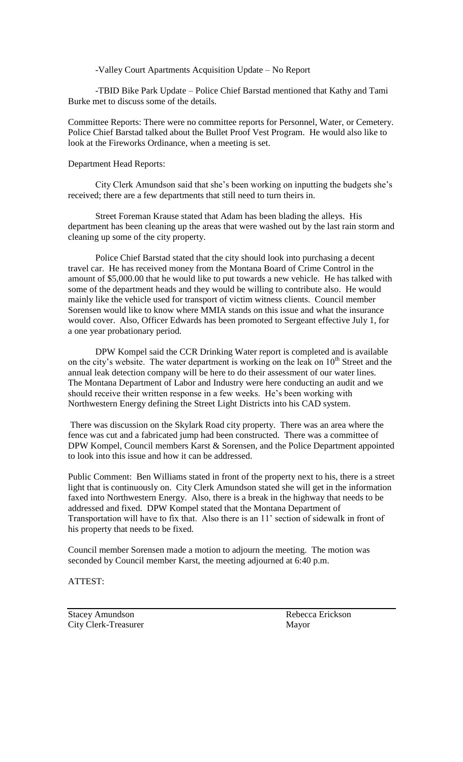-Valley Court Apartments Acquisition Update – No Report

-TBID Bike Park Update – Police Chief Barstad mentioned that Kathy and Tami Burke met to discuss some of the details.

Committee Reports: There were no committee reports for Personnel, Water, or Cemetery. Police Chief Barstad talked about the Bullet Proof Vest Program. He would also like to look at the Fireworks Ordinance, when a meeting is set.

Department Head Reports:

City Clerk Amundson said that she's been working on inputting the budgets she's received; there are a few departments that still need to turn theirs in.

Street Foreman Krause stated that Adam has been blading the alleys. His department has been cleaning up the areas that were washed out by the last rain storm and cleaning up some of the city property.

Police Chief Barstad stated that the city should look into purchasing a decent travel car. He has received money from the Montana Board of Crime Control in the amount of $5,000.00 that he would like to put towards a new vehicle. He has talked with some of the department heads and they would be willing to contribute also. He would mainly like the vehicle used for transport of victim witness clients. Council member Sorensen would like to know where MMIA stands on this issue and what the insurance would cover. Also, Officer Edwards has been promoted to Sergeant effective July 1, for a one year probationary period.

DPW Kompel said the CCR Drinking Water report is completed and is available on the city's website. The water department is working on the leak on 10th Street and the annual leak detection company will be here to do their assessment of our water lines. The Montana Department of Labor and Industry were here conducting an audit and we should receive their written response in a few weeks. He's been working with Northwestern Energy defining the Street Light Districts into his CAD system.

There was discussion on the Skylark Road city property. There was an area where the fence was cut and a fabricated jump had been constructed. There was a committee of DPW Kompel, Council members Karst & Sorensen, and the Police Department appointed to look into this issue and how it can be addressed.

Public Comment: Ben Williams stated in front of the property next to his, there is a street light that is continuously on. City Clerk Amundson stated she will get in the information faxed into Northwestern Energy. Also, there is a break in the highway that needs to be addressed and fixed. DPW Kompel stated that the Montana Department of Transportation will have to fix that. Also there is an 11' section of sidewalk in front of his property that needs to be fixed.

Council member Sorensen made a motion to adjourn the meeting. The motion was seconded by Council member Karst, the meeting adjourned at 6:40 p.m.

ATTEST:

| | |
|---|---|
| Stacey Amundson | Rebecca Erickson |
| City Clerk-Treasurer | Mayor |